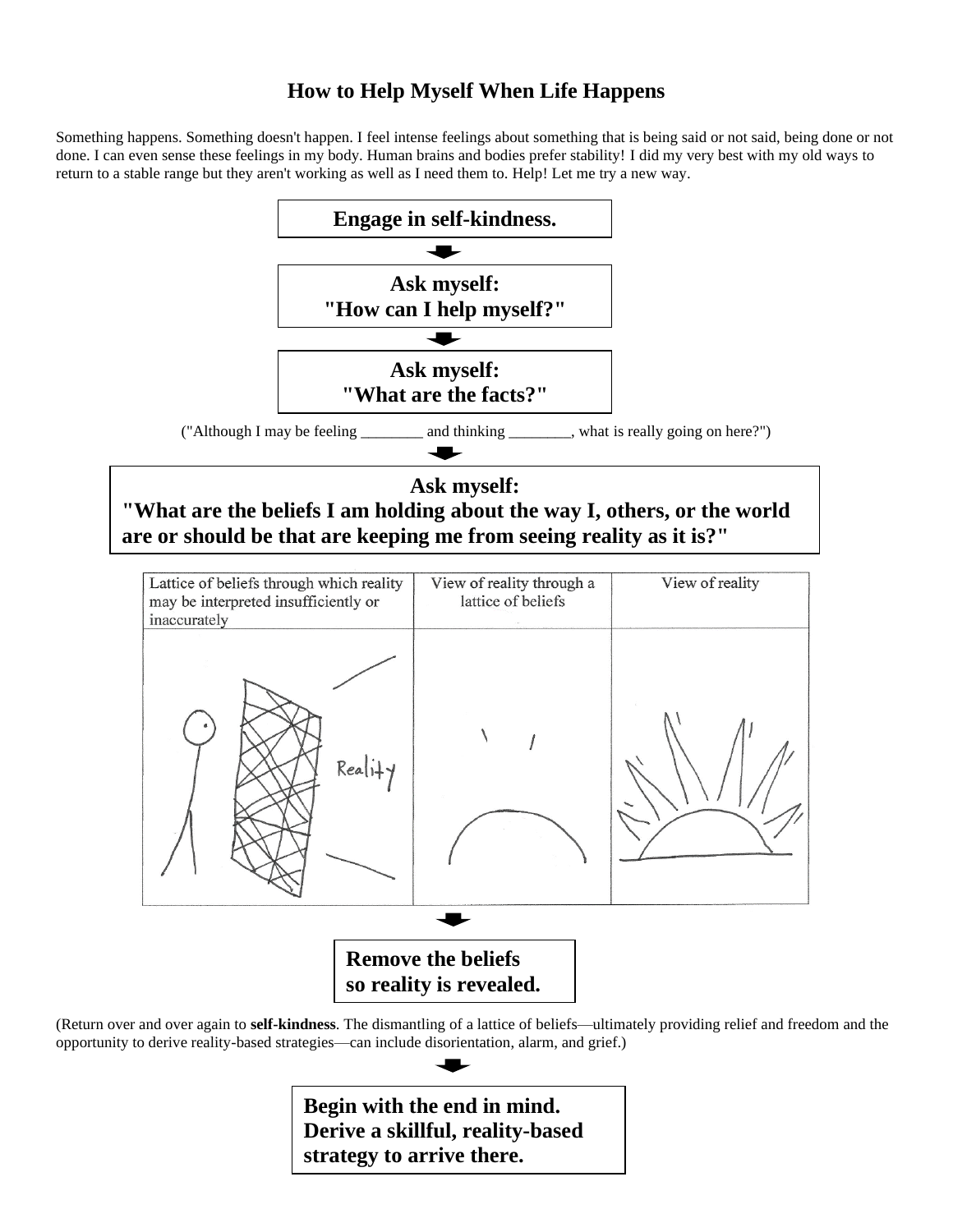# How to Help Myself When Life Happens

Something happens. Something doesn't happen. I feel intense feelings about something that is being said or not said, being done or not done. I can even sense these feelings in my body. Human brains and bodies prefer stability! I did my very best with my old ways to return to a stable range but they aren't working as well as I need them to. Help! Let me try a new way.

**Engage in self-kindness.**

↓

**Ask myself:**
**"How can I help myself?"**

↓

**Ask myself:**
**"What are the facts?"**

("Although I may be feeling ________ and thinking ________, what is really going on here?")

↓

**Ask myself:**
**"What are the beliefs I am holding about the way I, others, or the world are or should be that are keeping me from seeing reality as it is?"**

| Lattice of beliefs through which reality may be interpreted insufficiently or inaccurately | View of reality through a lattice of beliefs | View of reality |
| --- | --- | --- |
| Reality | | |

↓

**Remove the beliefs so reality is revealed.**

(Return over and over again to **self-kindness**. The dismantling of a lattice of beliefs—ultimately providing relief and freedom and the opportunity to derive reality-based strategies—can include disorientation, alarm, and grief.)

↓

**Begin with the end in mind.**
**Derive a skillful, reality-based strategy to arrive there.**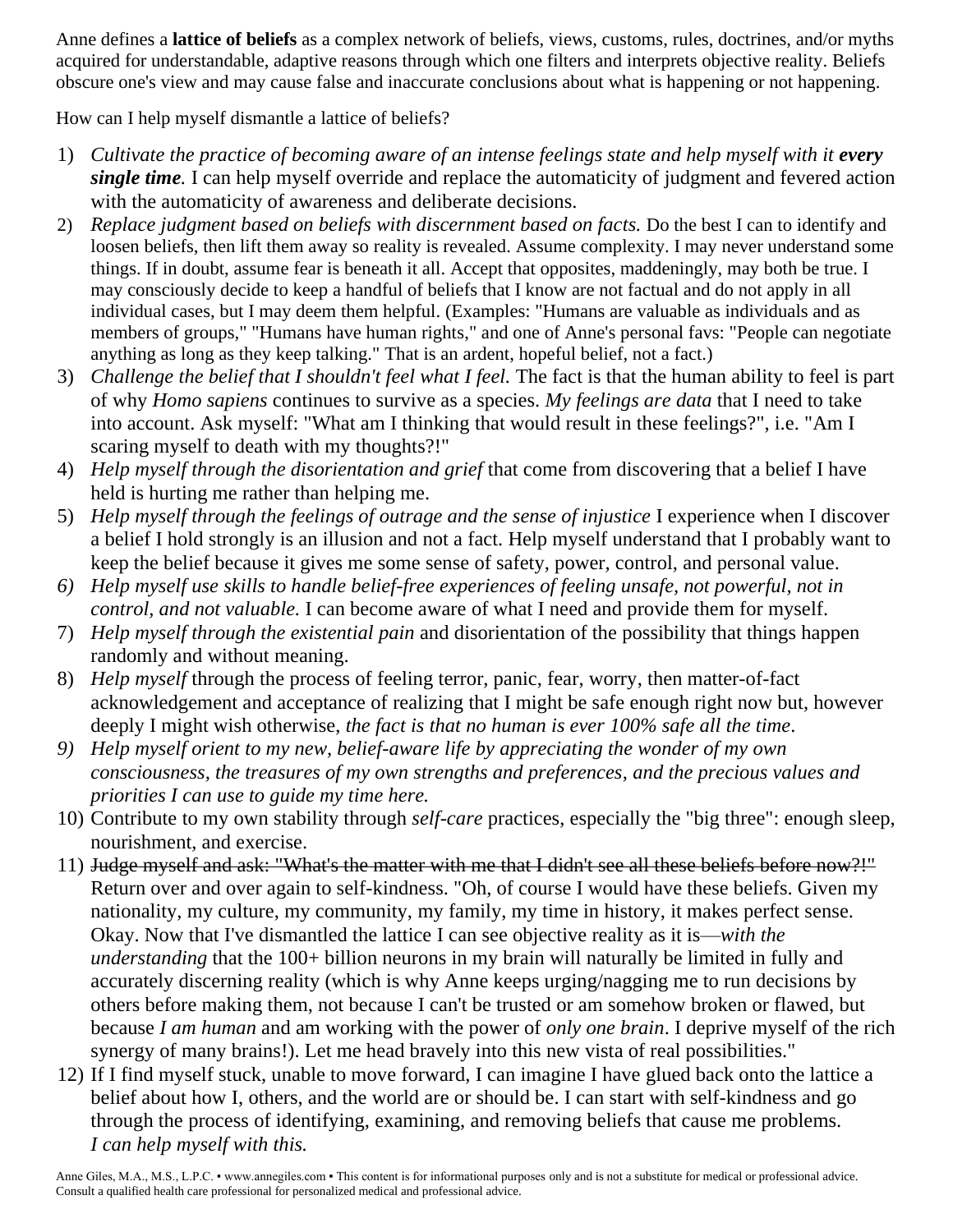Anne defines a **lattice of beliefs** as a complex network of beliefs, views, customs, rules, doctrines, and/or myths acquired for understandable, adaptive reasons through which one filters and interprets objective reality. Beliefs obscure one's view and may cause false and inaccurate conclusions about what is happening or not happening.

How can I help myself dismantle a lattice of beliefs?

1) *Cultivate the practice of becoming aware of an intense feelings state and help myself with it* ***every single time***. I can help myself override and replace the automaticity of judgment and fevered action with the automaticity of awareness and deliberate decisions.
2) *Replace judgment based on beliefs with discernment based on facts.* Do the best I can to identify and loosen beliefs, then lift them away so reality is revealed. Assume complexity. I may never understand some things. If in doubt, assume fear is beneath it all. Accept that opposites, maddeningly, may both be true. I may consciously decide to keep a handful of beliefs that I know are not factual and do not apply in all individual cases, but I may deem them helpful. (Examples: "Humans are valuable as individuals and as members of groups," "Humans have human rights," and one of Anne's personal favs: "People can negotiate anything as long as they keep talking." That is an ardent, hopeful belief, not a fact.)
3) *Challenge the belief that I shouldn't feel what I feel.* The fact is that the human ability to feel is part of why *Homo sapiens* continues to survive as a species. *My feelings are data* that I need to take into account. Ask myself: "What am I thinking that would result in these feelings?", i.e. "Am I scaring myself to death with my thoughts?!"
4) *Help myself through the disorientation and grief* that come from discovering that a belief I have held is hurting me rather than helping me.
5) *Help myself through the feelings of outrage and the sense of injustice* I experience when I discover a belief I hold strongly is an illusion and not a fact. Help myself understand that I probably want to keep the belief because it gives me some sense of safety, power, control, and personal value.
6) *Help myself use skills to handle belief-free experiences of feeling unsafe, not powerful, not in control, and not valuable.* I can become aware of what I need and provide them for myself.
7) *Help myself through the existential pain* and disorientation of the possibility that things happen randomly and without meaning.
8) *Help myself* through the process of feeling terror, panic, fear, worry, then matter-of-fact acknowledgement and acceptance of realizing that I might be safe enough right now but, however deeply I might wish otherwise, *the fact is that no human is ever 100% safe all the time*.
9) *Help myself orient to my new, belief-aware life by appreciating the wonder of my own consciousness, the treasures of my own strengths and preferences, and the precious values and priorities I can use to guide my time here.*
10) Contribute to my own stability through *self-care* practices, especially the "big three": enough sleep, nourishment, and exercise.
11) ~~Judge myself and ask: "What's the matter with me that I didn't see all these beliefs before now?!"~~ Return over and over again to self-kindness. "Oh, of course I would have these beliefs. Given my nationality, my culture, my community, my family, my time in history, it makes perfect sense. Okay. Now that I've dismantled the lattice I can see objective reality as it is—*with the understanding* that the 100+ billion neurons in my brain will naturally be limited in fully and accurately discerning reality (which is why Anne keeps urging/nagging me to run decisions by others before making them, not because I can't be trusted or am somehow broken or flawed, but because *I am human* and am working with the power of *only one brain*. I deprive myself of the rich synergy of many brains!). Let me head bravely into this new vista of real possibilities."
12) If I find myself stuck, unable to move forward, I can imagine I have glued back onto the lattice a belief about how I, others, and the world are or should be. I can start with self-kindness and go through the process of identifying, examining, and removing beliefs that cause me problems. *I can help myself with this.*

Anne Giles, M.A., M.S., L.P.C. ▪ www.annegiles.com ▪ This content is for informational purposes only and is not a substitute for medical or professional advice. Consult a qualified health care professional for personalized medical and professional advice.